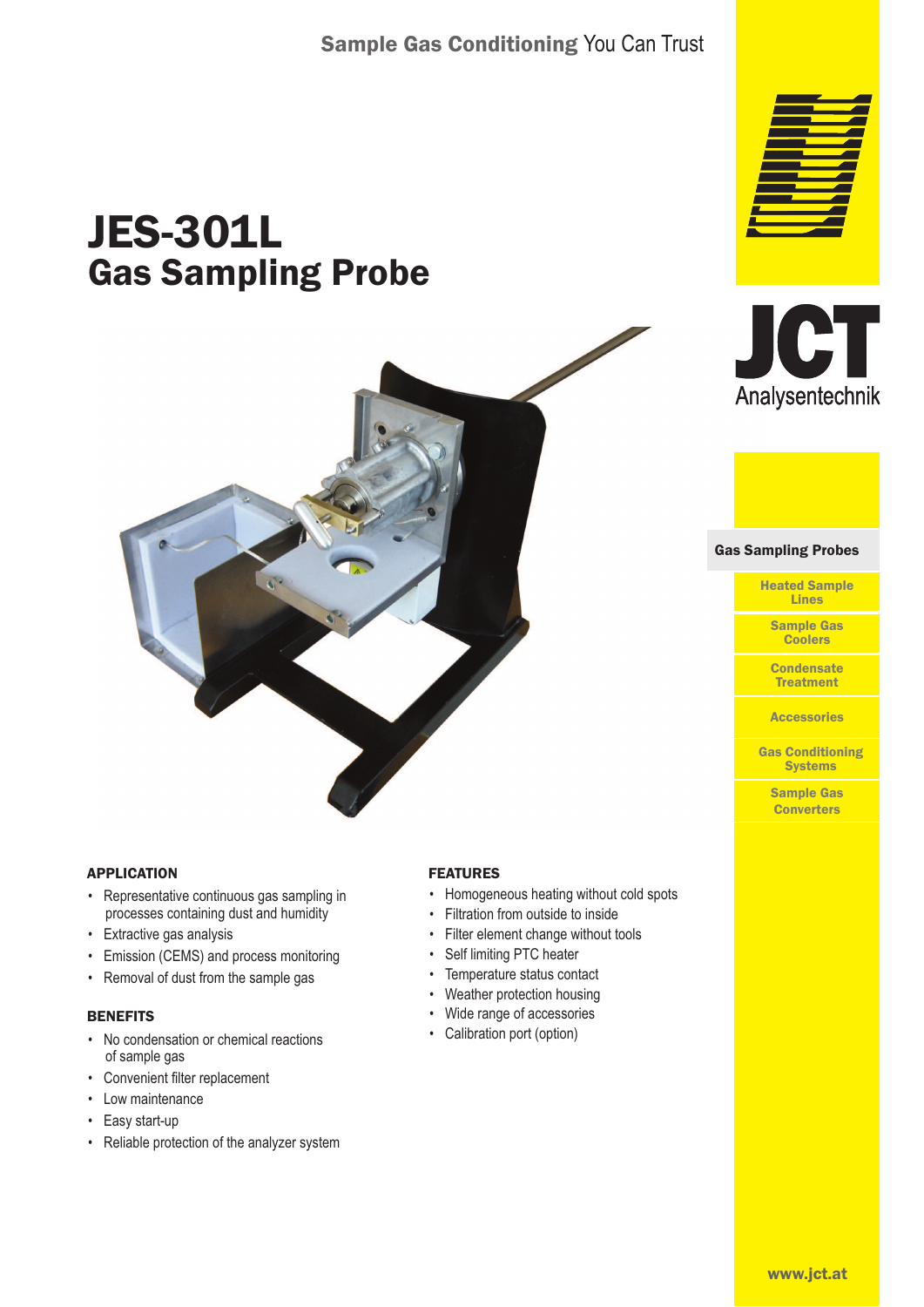Sample Gas Conditioning You Can Trust

# JES-301L
## Gas Sampling Probe

JCT Analysentechnik

**Gas Sampling Probes**

- Heated Sample Lines
- Sample Gas Coolers
- Condensate Treatment
- Accessories
- Gas Conditioning Systems
- Sample Gas Converters

### APPLICATION

- Representative continuous gas sampling in processes containing dust and humidity
- Extractive gas analysis
- Emission (CEMS) and process monitoring
- Removal of dust from the sample gas

### BENEFITS

- No condensation or chemical reactions of sample gas
- Convenient filter replacement
- Low maintenance
- Easy start-up
- Reliable protection of the analyzer system

### FEATURES

- Homogeneous heating without cold spots
- Filtration from outside to inside
- Filter element change without tools
- Self limiting PTC heater
- Temperature status contact
- Weather protection housing
- Wide range of accessories
- Calibration port (option)

www.jct.at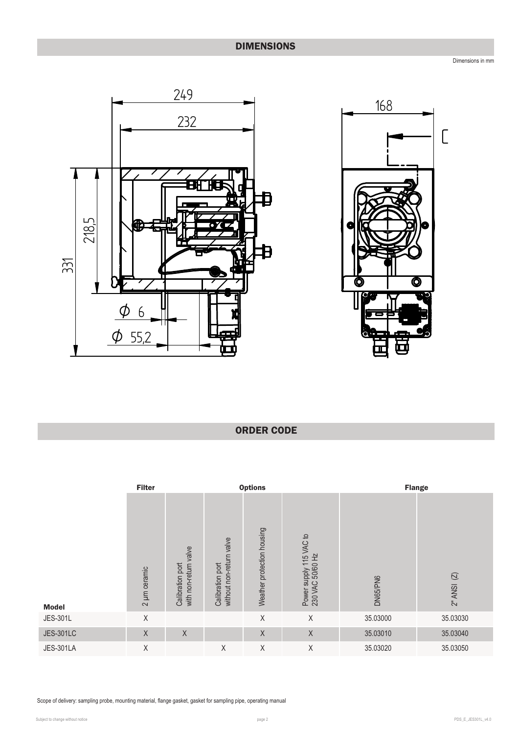## DIMENSIONS

Dimensions in mm

## ORDER CODE

| | Filter | Options | | | | Flange | |
|---|---|---|---|---|---|---|---|
| **Model** | 2 µm ceramic | Calibration port with non-return valve | Calibration port without non-return valve | Weather protection housing | Power supply 115 VAC to 230 VAC 50/60 Hz | DN65/PN6 | 2" ANSI (Z) |
| JES-301L | X | | | X | X | 35.03000 | 35.03030 |
| JES-301LC | X | X | | X | X | 35.03010 | 35.03040 |
| JES-301LA | X | | X | X | X | 35.03020 | 35.03050 |

Scope of delivery: sampling probe, mounting material, flange gasket, gasket for sampling pipe, operating manual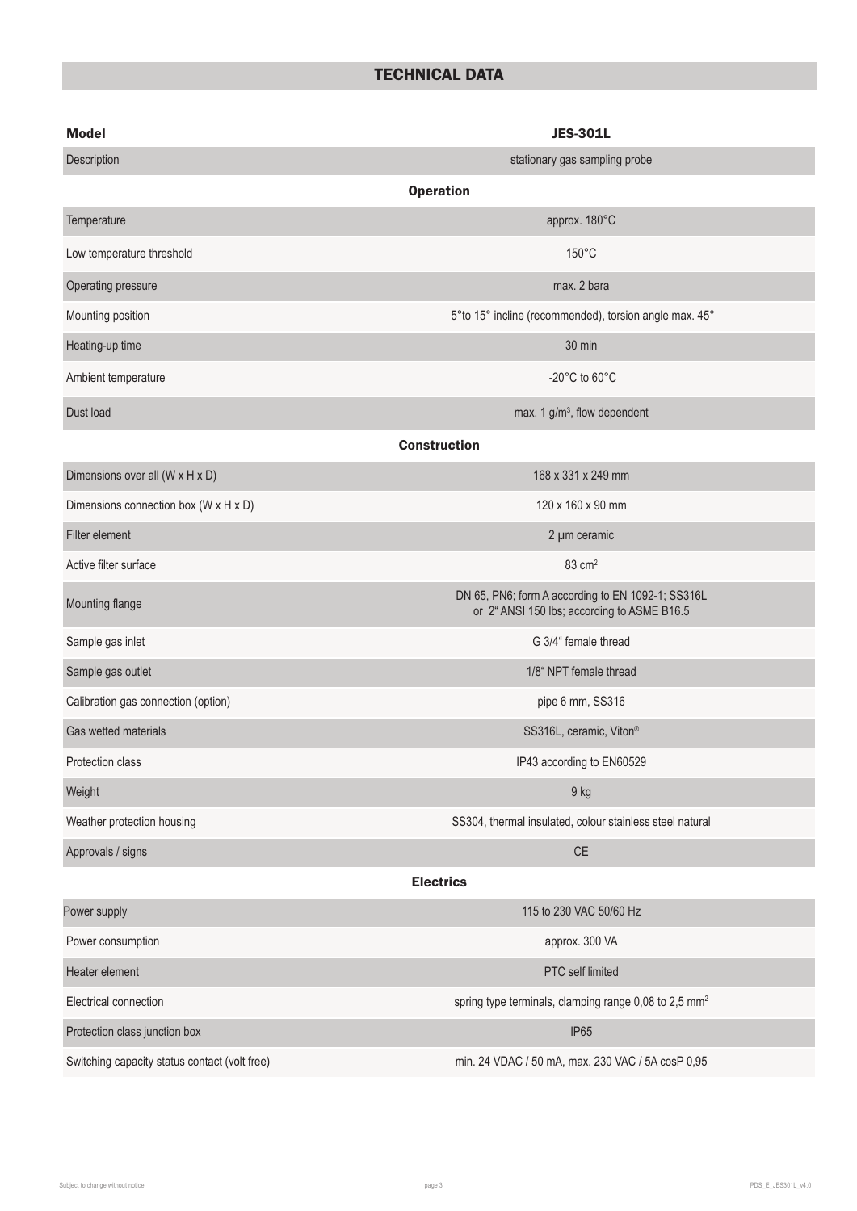## TECHNICAL DATA

| Model | JES-301L |
|---|---|
| Description | stationary gas sampling probe |
| **Operation** | |
| Temperature | approx. 180°C |
| Low temperature threshold | 150°C |
| Operating pressure | max. 2 bara |
| Mounting position | 5°to 15° incline (recommended), torsion angle max. 45° |
| Heating-up time | 30 min |
| Ambient temperature | -20°C to 60°C |
| Dust load | max. 1 g/m³, flow dependent |
| **Construction** | |
| Dimensions over all (W x H x D) | 168 x 331 x 249 mm |
| Dimensions connection box (W x H x D) | 120 x 160 x 90 mm |
| Filter element | 2 µm ceramic |
| Active filter surface | 83 cm² |
| Mounting flange | DN 65, PN6; form A according to EN 1092-1; SS316L or 2" ANSI 150 lbs; according to ASME B16.5 |
| Sample gas inlet | G 3/4" female thread |
| Sample gas outlet | 1/8" NPT female thread |
| Calibration gas connection (option) | pipe 6 mm, SS316 |
| Gas wetted materials | SS316L, ceramic, Viton® |
| Protection class | IP43 according to EN60529 |
| Weight | 9 kg |
| Weather protection housing | SS304, thermal insulated, colour stainless steel natural |
| Approvals / signs | CE |
| **Electrics** | |
| Power supply | 115 to 230 VAC 50/60 Hz |
| Power consumption | approx. 300 VA |
| Heater element | PTC self limited |
| Electrical connection | spring type terminals, clamping range 0,08 to 2,5 mm² |
| Protection class junction box | IP65 |
| Switching capacity status contact (volt free) | min. 24 VDAC / 50 mA, max. 230 VAC / 5A cosP 0,95 |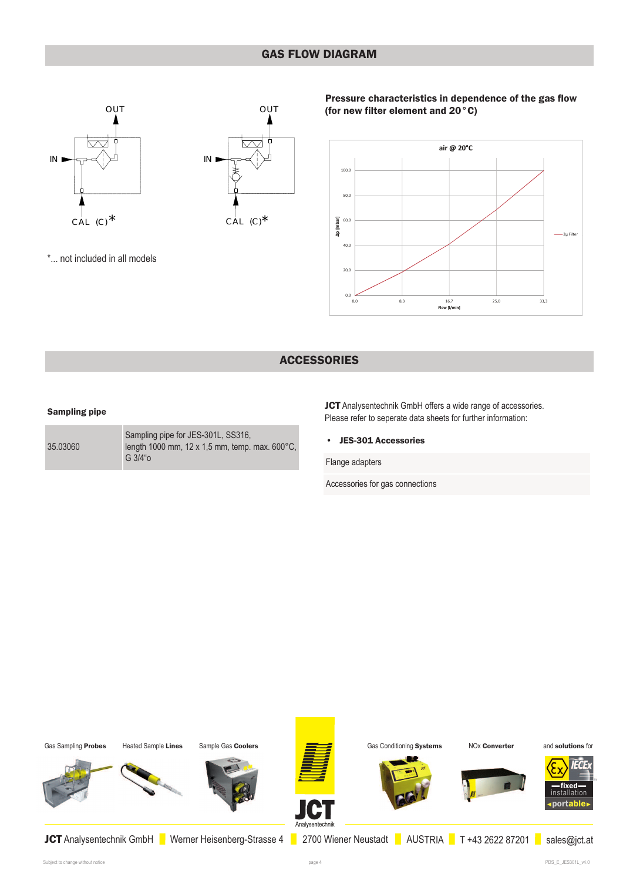## GAS FLOW DIAGRAM

OUT

IN

CAL (C)*

OUT

IN

CAL (C)*

*... not included in all models

**Pressure characteristics in dependence of the gas flow (for new filter element and 20 °C)**

air @ 20°C

Δp [mbar]

100,0
80,0
60,0
40,0
20,0
0,0

0,0
8,3
16,7
25,0
33,3

Flow [l/min]

2µ Filter

## ACCESSORIES

**Sampling pipe**

| | |
|---|---|
| 35.03060 | Sampling pipe for JES-301L, SS316, length 1000 mm, 12 x 1,5 mm, temp. max. 600°C, G 3/4"o |

**JCT** Analysentechnik GmbH offers a wide range of accessories. Please refer to seperate data sheets for further information:

- **JES-301 Accessories**

| |
|---|
| Flange adapters |
| Accessories for gas connections |

Gas Sampling **Probes** | Heated Sample **Lines** | Sample Gas **Coolers** | Gas Conditioning **Systems** | NOx **Converter** | and **solutions** for

fixed installation | portable

**JCT** Analysentechnik GmbH | Werner Heisenberg-Strasse 4 | 2700 Wiener Neustadt | AUSTRIA | T +43 2622 87201 | sales@jct.at

Subject to change without notice

PDS_E_JES301L_v4.0